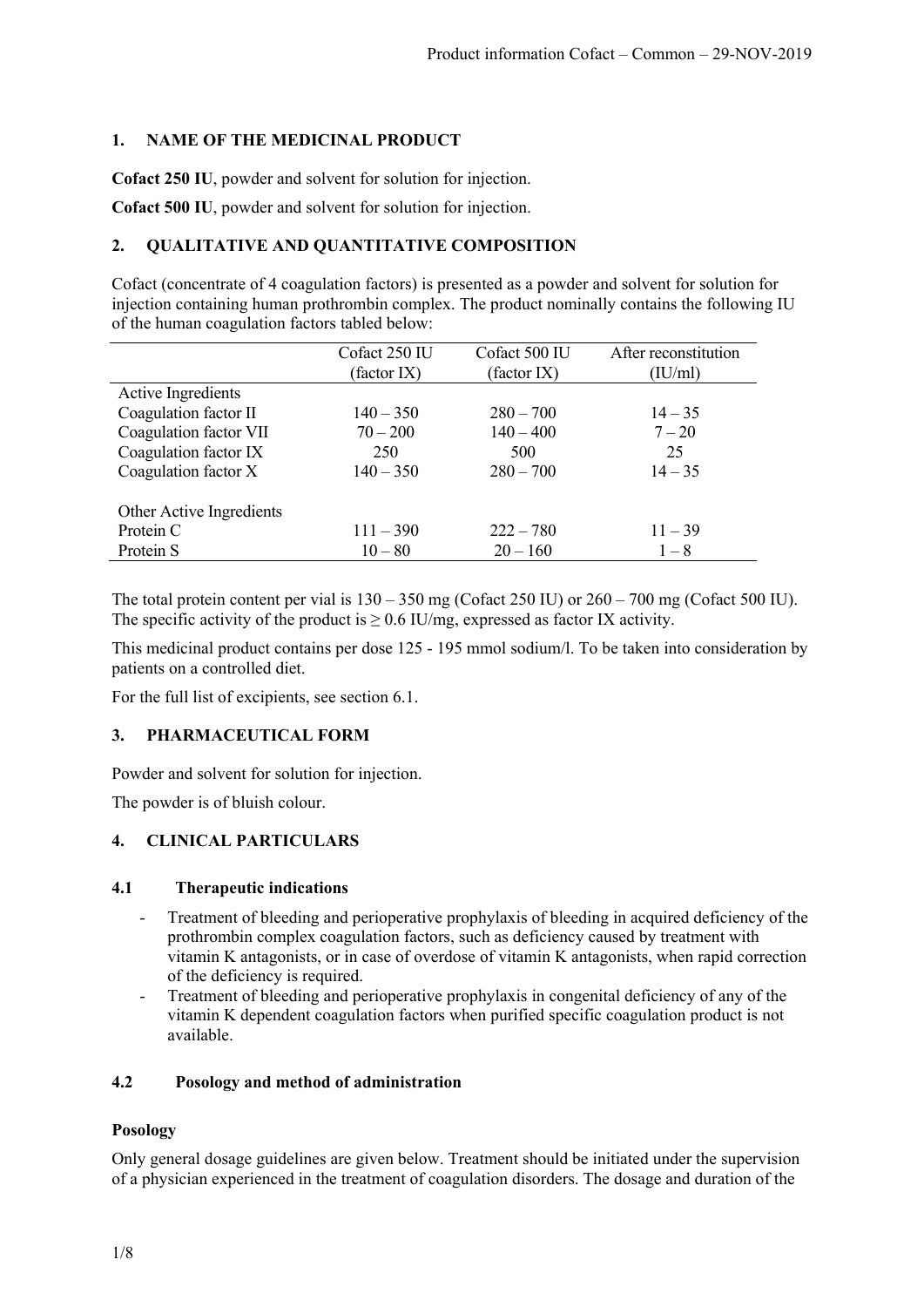## 1. NAME OF THE MEDICINAL PRODUCT

**Cofact 250 IU**, powder and solvent for solution for injection.

**Cofact 500 IU**, powder and solvent for solution for injection.

## 2. QUALITATIVE AND QUANTITATIVE COMPOSITION

Cofact (concentrate of 4 coagulation factors) is presented as a powder and solvent for solution for injection containing human prothrombin complex. The product nominally contains the following IU of the human coagulation factors tabled below:

| | Cofact 250 IU (factor IX) | Cofact 500 IU (factor IX) | After reconstitution (IU/ml) |
|---|---|---|---|
| Active Ingredients | | | |
| Coagulation factor II | 140 – 350 | 280 – 700 | 14 – 35 |
| Coagulation factor VII | 70 – 200 | 140 – 400 | 7 – 20 |
| Coagulation factor IX | 250 | 500 | 25 |
| Coagulation factor X | 140 – 350 | 280 – 700 | 14 – 35 |
| | | | |
| Other Active Ingredients | | | |
| Protein C | 111 – 390 | 222 – 780 | 11 – 39 |
| Protein S | 10 – 80 | 20 – 160 | 1 – 8 |

The total protein content per vial is 130 – 350 mg (Cofact 250 IU) or 260 – 700 mg (Cofact 500 IU). The specific activity of the product is ≥ 0.6 IU/mg, expressed as factor IX activity.

This medicinal product contains per dose 125 - 195 mmol sodium/l. To be taken into consideration by patients on a controlled diet.

For the full list of excipients, see section 6.1.

## 3. PHARMACEUTICAL FORM

Powder and solvent for solution for injection.

The powder is of bluish colour.

## 4. CLINICAL PARTICULARS

### 4.1 Therapeutic indications

- Treatment of bleeding and perioperative prophylaxis of bleeding in acquired deficiency of the prothrombin complex coagulation factors, such as deficiency caused by treatment with vitamin K antagonists, or in case of overdose of vitamin K antagonists, when rapid correction of the deficiency is required.
- Treatment of bleeding and perioperative prophylaxis in congenital deficiency of any of the vitamin K dependent coagulation factors when purified specific coagulation product is not available.

### 4.2 Posology and method of administration

**Posology**

Only general dosage guidelines are given below. Treatment should be initiated under the supervision of a physician experienced in the treatment of coagulation disorders. The dosage and duration of the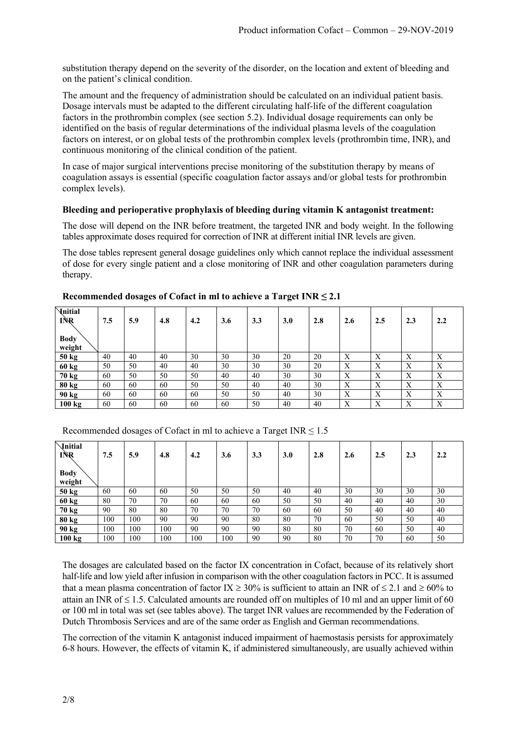substitution therapy depend on the severity of the disorder, on the location and extent of bleeding and on the patient's clinical condition.

The amount and the frequency of administration should be calculated on an individual patient basis. Dosage intervals must be adapted to the different circulating half-life of the different coagulation factors in the prothrombin complex (see section 5.2). Individual dosage requirements can only be identified on the basis of regular determinations of the individual plasma levels of the coagulation factors on interest, or on global tests of the prothrombin complex levels (prothrombin time, INR), and continuous monitoring of the clinical condition of the patient.

In case of major surgical interventions precise monitoring of the substitution therapy by means of coagulation assays is essential (specific coagulation factor assays and/or global tests for prothrombin complex levels).

**Bleeding and perioperative prophylaxis of bleeding during vitamin K antagonist treatment:**

The dose will depend on the INR before treatment, the targeted INR and body weight. In the following tables approximate doses required for correction of INR at different initial INR levels are given.

The dose tables represent general dosage guidelines only which cannot replace the individual assessment of dose for every single patient and a close monitoring of INR and other coagulation parameters during therapy.

**Recommended dosages of Cofact in ml to achieve a Target INR ≤ 2.1**

| Initial INR / Body weight | 7.5 | 5.9 | 4.8 | 4.2 | 3.6 | 3.3 | 3.0 | 2.8 | 2.6 | 2.5 | 2.3 | 2.2 |
|---|---|---|---|---|---|---|---|---|---|---|---|---|
| **50 kg** | 40 | 40 | 40 | 30 | 30 | 30 | 20 | 20 | X | X | X | X |
| **60 kg** | 50 | 50 | 40 | 40 | 30 | 30 | 30 | 20 | X | X | X | X |
| **70 kg** | 60 | 50 | 50 | 50 | 40 | 40 | 30 | 30 | X | X | X | X |
| **80 kg** | 60 | 60 | 60 | 50 | 50 | 40 | 40 | 30 | X | X | X | X |
| **90 kg** | 60 | 60 | 60 | 60 | 50 | 50 | 40 | 30 | X | X | X | X |
| **100 kg** | 60 | 60 | 60 | 60 | 60 | 50 | 40 | 40 | X | X | X | X |

Recommended dosages of Cofact in ml to achieve a Target INR ≤ 1.5

| Initial INR / Body weight | 7.5 | 5.9 | 4.8 | 4.2 | 3.6 | 3.3 | 3.0 | 2.8 | 2.6 | 2.5 | 2.3 | 2.2 |
|---|---|---|---|---|---|---|---|---|---|---|---|---|
| **50 kg** | 60 | 60 | 60 | 50 | 50 | 50 | 40 | 40 | 30 | 30 | 30 | 30 |
| **60 kg** | 80 | 70 | 70 | 60 | 60 | 60 | 50 | 50 | 40 | 40 | 40 | 30 |
| **70 kg** | 90 | 80 | 80 | 70 | 70 | 70 | 60 | 60 | 50 | 40 | 40 | 40 |
| **80 kg** | 100 | 100 | 90 | 90 | 90 | 80 | 80 | 70 | 60 | 50 | 50 | 40 |
| **90 kg** | 100 | 100 | 100 | 90 | 90 | 90 | 80 | 80 | 70 | 60 | 50 | 40 |
| **100 kg** | 100 | 100 | 100 | 100 | 100 | 90 | 90 | 80 | 70 | 70 | 60 | 50 |

The dosages are calculated based on the factor IX concentration in Cofact, because of its relatively short half-life and low yield after infusion in comparison with the other coagulation factors in PCC. It is assumed that a mean plasma concentration of factor IX ≥ 30% is sufficient to attain an INR of ≤ 2.1 and ≥ 60% to attain an INR of ≤ 1.5. Calculated amounts are rounded off on multiples of 10 ml and an upper limit of 60 or 100 ml in total was set (see tables above). The target INR values are recommended by the Federation of Dutch Thrombosis Services and are of the same order as English and German recommendations.

The correction of the vitamin K antagonist induced impairment of haemostasis persists for approximately 6-8 hours. However, the effects of vitamin K, if administered simultaneously, are usually achieved within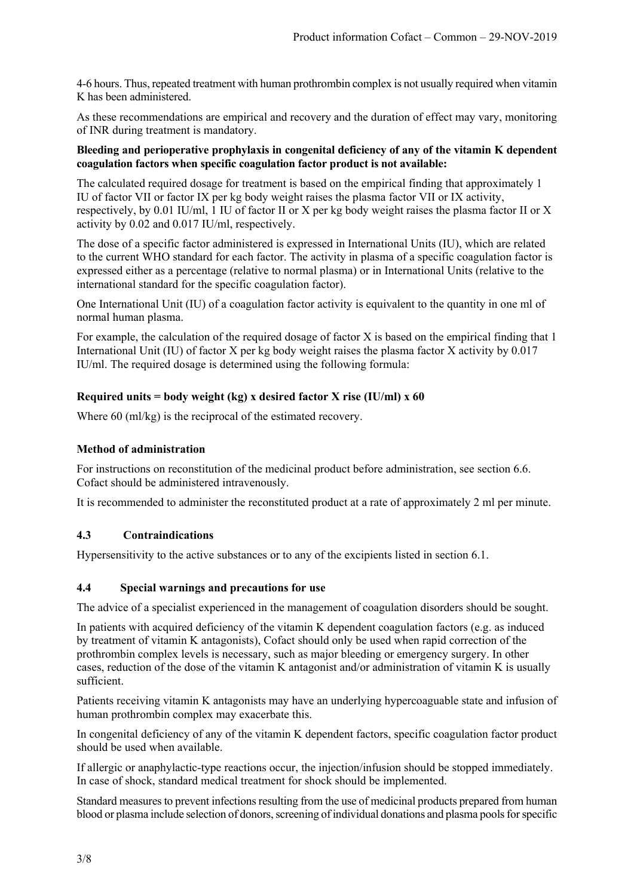4-6 hours. Thus, repeated treatment with human prothrombin complex is not usually required when vitamin K has been administered.

As these recommendations are empirical and recovery and the duration of effect may vary, monitoring of INR during treatment is mandatory.

**Bleeding and perioperative prophylaxis in congenital deficiency of any of the vitamin K dependent coagulation factors when specific coagulation factor product is not available:**

The calculated required dosage for treatment is based on the empirical finding that approximately 1 IU of factor VII or factor IX per kg body weight raises the plasma factor VII or IX activity, respectively, by 0.01 IU/ml, 1 IU of factor II or X per kg body weight raises the plasma factor II or X activity by 0.02 and 0.017 IU/ml, respectively.

The dose of a specific factor administered is expressed in International Units (IU), which are related to the current WHO standard for each factor. The activity in plasma of a specific coagulation factor is expressed either as a percentage (relative to normal plasma) or in International Units (relative to the international standard for the specific coagulation factor).

One International Unit (IU) of a coagulation factor activity is equivalent to the quantity in one ml of normal human plasma.

For example, the calculation of the required dosage of factor X is based on the empirical finding that 1 International Unit (IU) of factor X per kg body weight raises the plasma factor X activity by 0.017 IU/ml. The required dosage is determined using the following formula:

**Required units = body weight (kg) x desired factor X rise (IU/ml) x 60**

Where 60 (ml/kg) is the reciprocal of the estimated recovery.

**Method of administration**

For instructions on reconstitution of the medicinal product before administration, see section 6.6. Cofact should be administered intravenously.

It is recommended to administer the reconstituted product at a rate of approximately 2 ml per minute.

## 4.3 Contraindications

Hypersensitivity to the active substances or to any of the excipients listed in section 6.1.

## 4.4 Special warnings and precautions for use

The advice of a specialist experienced in the management of coagulation disorders should be sought.

In patients with acquired deficiency of the vitamin K dependent coagulation factors (e.g. as induced by treatment of vitamin K antagonists), Cofact should only be used when rapid correction of the prothrombin complex levels is necessary, such as major bleeding or emergency surgery. In other cases, reduction of the dose of the vitamin K antagonist and/or administration of vitamin K is usually sufficient.

Patients receiving vitamin K antagonists may have an underlying hypercoaguable state and infusion of human prothrombin complex may exacerbate this.

In congenital deficiency of any of the vitamin K dependent factors, specific coagulation factor product should be used when available.

If allergic or anaphylactic-type reactions occur, the injection/infusion should be stopped immediately. In case of shock, standard medical treatment for shock should be implemented.

Standard measures to prevent infections resulting from the use of medicinal products prepared from human blood or plasma include selection of donors, screening of individual donations and plasma pools for specific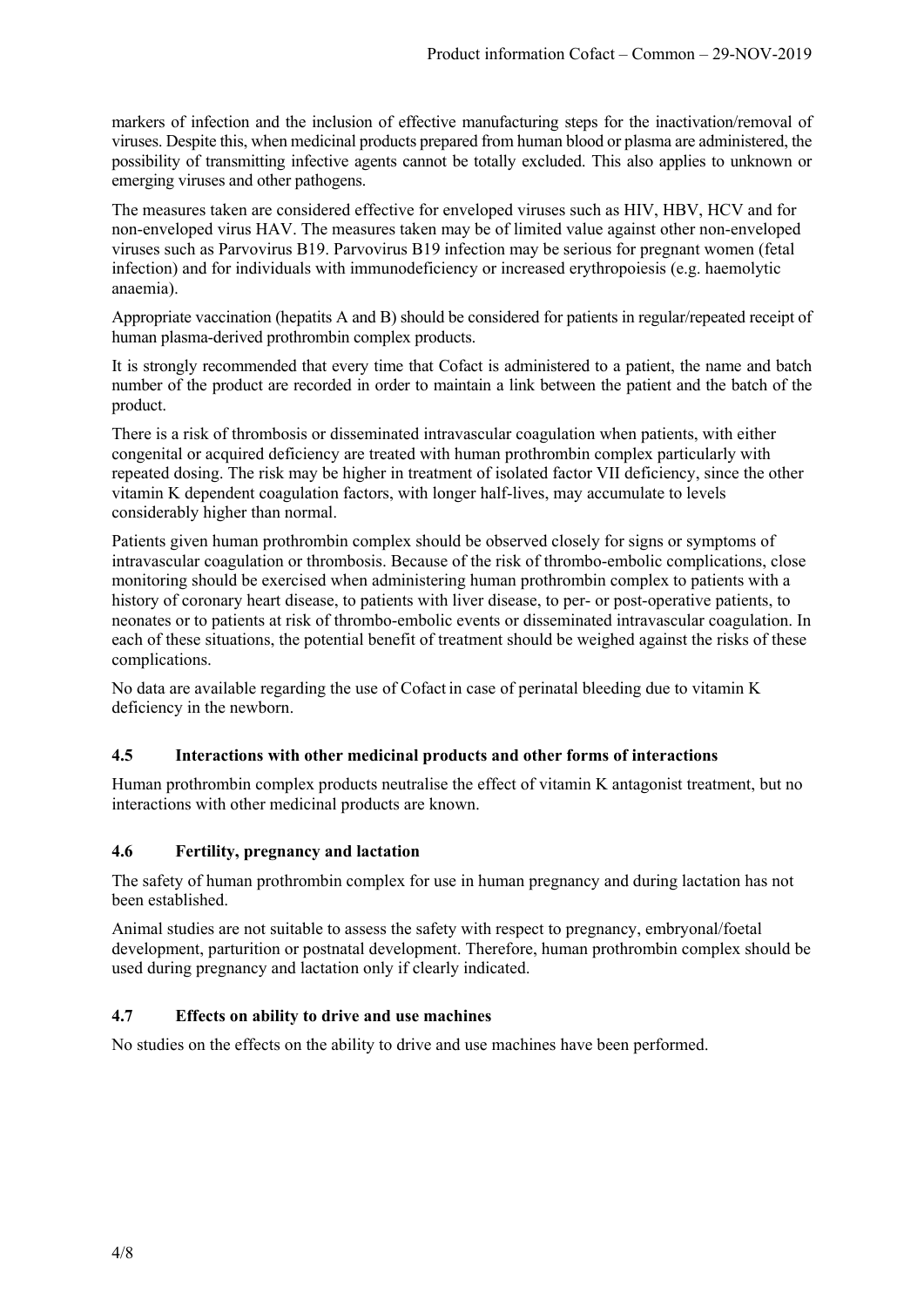markers of infection and the inclusion of effective manufacturing steps for the inactivation/removal of viruses. Despite this, when medicinal products prepared from human blood or plasma are administered, the possibility of transmitting infective agents cannot be totally excluded. This also applies to unknown or emerging viruses and other pathogens.

The measures taken are considered effective for enveloped viruses such as HIV, HBV, HCV and for non-enveloped virus HAV. The measures taken may be of limited value against other non-enveloped viruses such as Parvovirus B19. Parvovirus B19 infection may be serious for pregnant women (fetal infection) and for individuals with immunodeficiency or increased erythropoiesis (e.g. haemolytic anaemia).

Appropriate vaccination (hepatits A and B) should be considered for patients in regular/repeated receipt of human plasma-derived prothrombin complex products.

It is strongly recommended that every time that Cofact is administered to a patient, the name and batch number of the product are recorded in order to maintain a link between the patient and the batch of the product.

There is a risk of thrombosis or disseminated intravascular coagulation when patients, with either congenital or acquired deficiency are treated with human prothrombin complex particularly with repeated dosing. The risk may be higher in treatment of isolated factor VII deficiency, since the other vitamin K dependent coagulation factors, with longer half-lives, may accumulate to levels considerably higher than normal.

Patients given human prothrombin complex should be observed closely for signs or symptoms of intravascular coagulation or thrombosis. Because of the risk of thrombo-embolic complications, close monitoring should be exercised when administering human prothrombin complex to patients with a history of coronary heart disease, to patients with liver disease, to per- or post-operative patients, to neonates or to patients at risk of thrombo-embolic events or disseminated intravascular coagulation. In each of these situations, the potential benefit of treatment should be weighed against the risks of these complications.

No data are available regarding the use of Cofact in case of perinatal bleeding due to vitamin K deficiency in the newborn.

### 4.5 Interactions with other medicinal products and other forms of interactions

Human prothrombin complex products neutralise the effect of vitamin K antagonist treatment, but no interactions with other medicinal products are known.

### 4.6 Fertility, pregnancy and lactation

The safety of human prothrombin complex for use in human pregnancy and during lactation has not been established.

Animal studies are not suitable to assess the safety with respect to pregnancy, embryonal/foetal development, parturition or postnatal development. Therefore, human prothrombin complex should be used during pregnancy and lactation only if clearly indicated.

### 4.7 Effects on ability to drive and use machines

No studies on the effects on the ability to drive and use machines have been performed.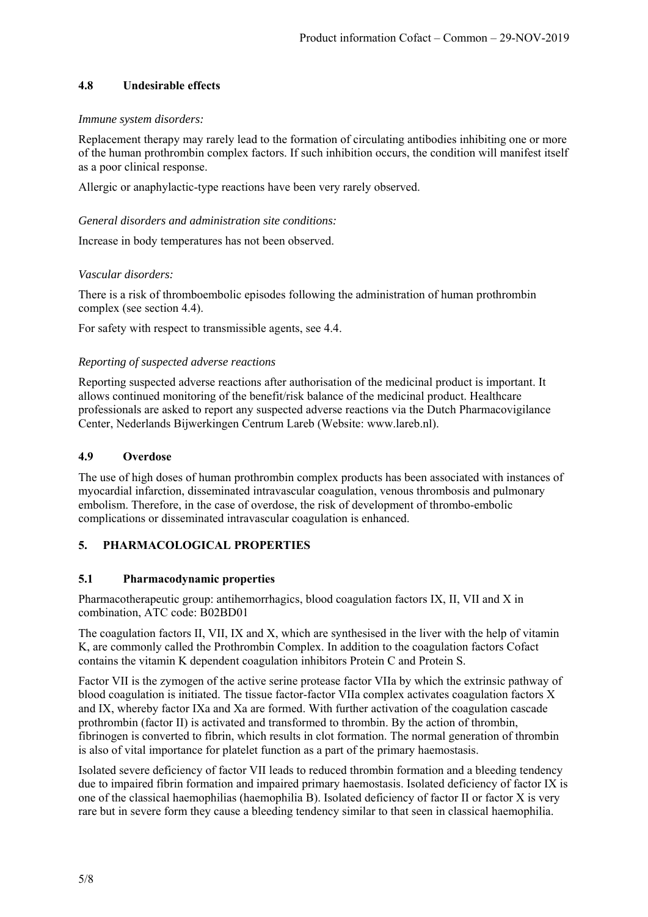### 4.8 Undesirable effects

*Immune system disorders:*

Replacement therapy may rarely lead to the formation of circulating antibodies inhibiting one or more of the human prothrombin complex factors. If such inhibition occurs, the condition will manifest itself as a poor clinical response.

Allergic or anaphylactic-type reactions have been very rarely observed.

*General disorders and administration site conditions:*

Increase in body temperatures has not been observed.

*Vascular disorders:*

There is a risk of thromboembolic episodes following the administration of human prothrombin complex (see section 4.4).

For safety with respect to transmissible agents, see 4.4.

*Reporting of suspected adverse reactions*

Reporting suspected adverse reactions after authorisation of the medicinal product is important. It allows continued monitoring of the benefit/risk balance of the medicinal product. Healthcare professionals are asked to report any suspected adverse reactions via the Dutch Pharmacovigilance Center, Nederlands Bijwerkingen Centrum Lareb (Website: www.lareb.nl).

### 4.9 Overdose

The use of high doses of human prothrombin complex products has been associated with instances of myocardial infarction, disseminated intravascular coagulation, venous thrombosis and pulmonary embolism. Therefore, in the case of overdose, the risk of development of thrombo-embolic complications or disseminated intravascular coagulation is enhanced.

## 5. PHARMACOLOGICAL PROPERTIES

### 5.1 Pharmacodynamic properties

Pharmacotherapeutic group: antihemorrhagics, blood coagulation factors IX, II, VII and X in combination, ATC code: B02BD01

The coagulation factors II, VII, IX and X, which are synthesised in the liver with the help of vitamin K, are commonly called the Prothrombin Complex. In addition to the coagulation factors Cofact contains the vitamin K dependent coagulation inhibitors Protein C and Protein S.

Factor VII is the zymogen of the active serine protease factor VIIa by which the extrinsic pathway of blood coagulation is initiated. The tissue factor-factor VIIa complex activates coagulation factors X and IX, whereby factor IXa and Xa are formed. With further activation of the coagulation cascade prothrombin (factor II) is activated and transformed to thrombin. By the action of thrombin, fibrinogen is converted to fibrin, which results in clot formation. The normal generation of thrombin is also of vital importance for platelet function as a part of the primary haemostasis.

Isolated severe deficiency of factor VII leads to reduced thrombin formation and a bleeding tendency due to impaired fibrin formation and impaired primary haemostasis. Isolated deficiency of factor IX is one of the classical haemophilias (haemophilia B). Isolated deficiency of factor II or factor X is very rare but in severe form they cause a bleeding tendency similar to that seen in classical haemophilia.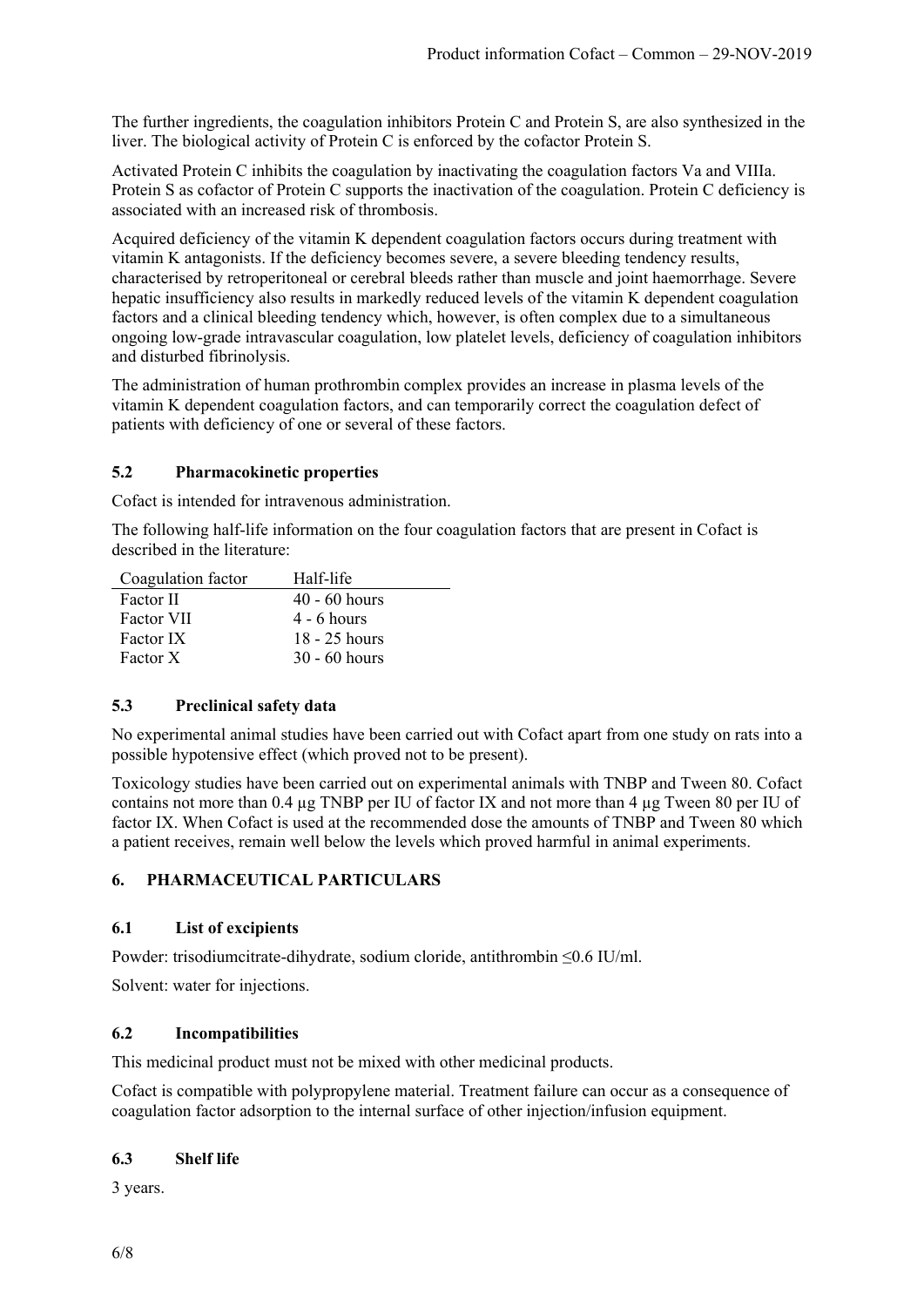The further ingredients, the coagulation inhibitors Protein C and Protein S, are also synthesized in the liver. The biological activity of Protein C is enforced by the cofactor Protein S.

Activated Protein C inhibits the coagulation by inactivating the coagulation factors Va and VIIIa. Protein S as cofactor of Protein C supports the inactivation of the coagulation. Protein C deficiency is associated with an increased risk of thrombosis.

Acquired deficiency of the vitamin K dependent coagulation factors occurs during treatment with vitamin K antagonists. If the deficiency becomes severe, a severe bleeding tendency results, characterised by retroperitoneal or cerebral bleeds rather than muscle and joint haemorrhage. Severe hepatic insufficiency also results in markedly reduced levels of the vitamin K dependent coagulation factors and a clinical bleeding tendency which, however, is often complex due to a simultaneous ongoing low-grade intravascular coagulation, low platelet levels, deficiency of coagulation inhibitors and disturbed fibrinolysis.

The administration of human prothrombin complex provides an increase in plasma levels of the vitamin K dependent coagulation factors, and can temporarily correct the coagulation defect of patients with deficiency of one or several of these factors.

### 5.2 Pharmacokinetic properties

Cofact is intended for intravenous administration.

The following half-life information on the four coagulation factors that are present in Cofact is described in the literature:

| Coagulation factor | Half-life |
|---|---|
| Factor II | 40 - 60 hours |
| Factor VII | 4 - 6 hours |
| Factor IX | 18 - 25 hours |
| Factor X | 30 - 60 hours |

### 5.3 Preclinical safety data

No experimental animal studies have been carried out with Cofact apart from one study on rats into a possible hypotensive effect (which proved not to be present).

Toxicology studies have been carried out on experimental animals with TNBP and Tween 80. Cofact contains not more than 0.4 µg TNBP per IU of factor IX and not more than 4 µg Tween 80 per IU of factor IX. When Cofact is used at the recommended dose the amounts of TNBP and Tween 80 which a patient receives, remain well below the levels which proved harmful in animal experiments.

## 6. PHARMACEUTICAL PARTICULARS

### 6.1 List of excipients

Powder: trisodiumcitrate-dihydrate, sodium cloride, antithrombin ≤0.6 IU/ml.

Solvent: water for injections.

### 6.2 Incompatibilities

This medicinal product must not be mixed with other medicinal products.

Cofact is compatible with polypropylene material. Treatment failure can occur as a consequence of coagulation factor adsorption to the internal surface of other injection/infusion equipment.

### 6.3 Shelf life

3 years.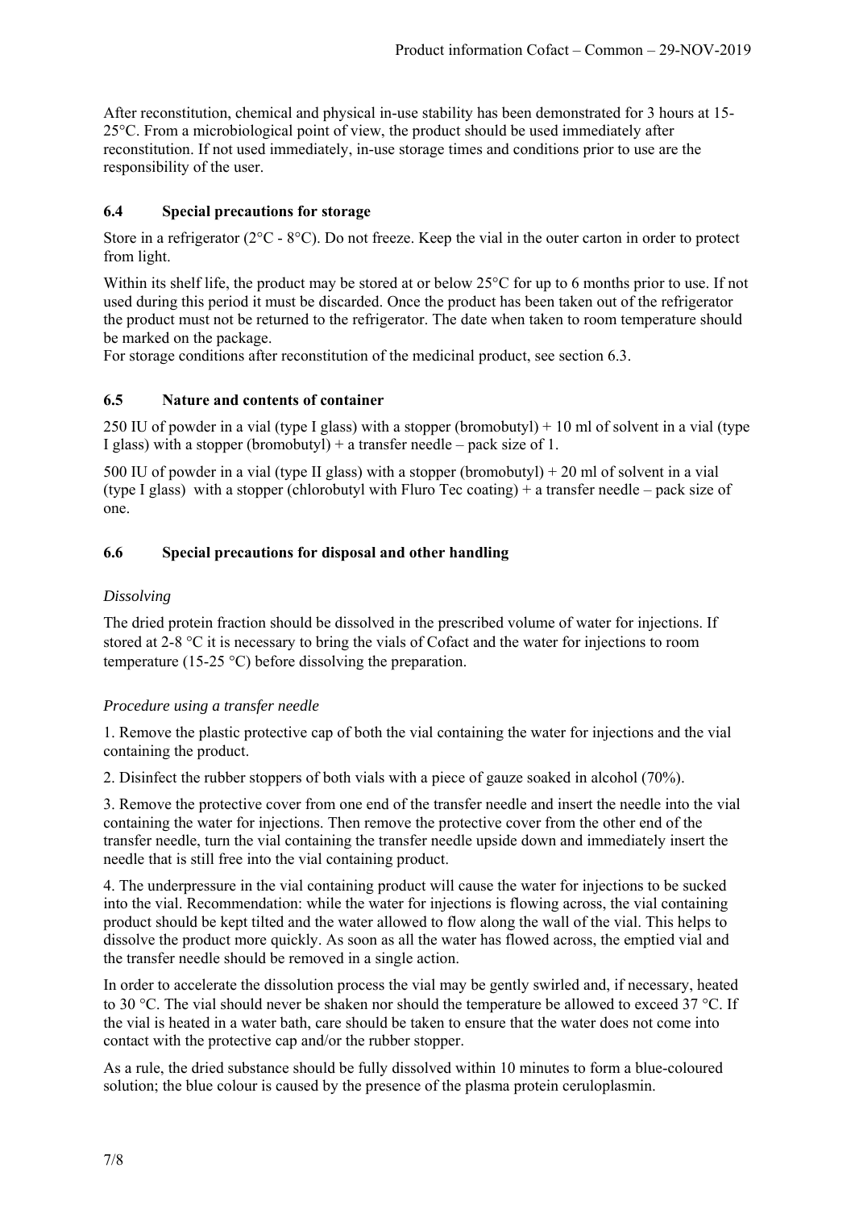After reconstitution, chemical and physical in-use stability has been demonstrated for 3 hours at 15-25°C. From a microbiological point of view, the product should be used immediately after reconstitution. If not used immediately, in-use storage times and conditions prior to use are the responsibility of the user.

### 6.4 Special precautions for storage

Store in a refrigerator (2°C - 8°C). Do not freeze. Keep the vial in the outer carton in order to protect from light.

Within its shelf life, the product may be stored at or below 25°C for up to 6 months prior to use. If not used during this period it must be discarded. Once the product has been taken out of the refrigerator the product must not be returned to the refrigerator. The date when taken to room temperature should be marked on the package.
For storage conditions after reconstitution of the medicinal product, see section 6.3.

### 6.5 Nature and contents of container

250 IU of powder in a vial (type I glass) with a stopper (bromobutyl) + 10 ml of solvent in a vial (type I glass) with a stopper (bromobutyl) + a transfer needle – pack size of 1.

500 IU of powder in a vial (type II glass) with a stopper (bromobutyl) + 20 ml of solvent in a vial (type I glass) with a stopper (chlorobutyl with Fluro Tec coating) + a transfer needle – pack size of one.

### 6.6 Special precautions for disposal and other handling

*Dissolving*

The dried protein fraction should be dissolved in the prescribed volume of water for injections. If stored at 2-8 °C it is necessary to bring the vials of Cofact and the water for injections to room temperature (15-25 °C) before dissolving the preparation.

*Procedure using a transfer needle*

1. Remove the plastic protective cap of both the vial containing the water for injections and the vial containing the product.

2. Disinfect the rubber stoppers of both vials with a piece of gauze soaked in alcohol (70%).

3. Remove the protective cover from one end of the transfer needle and insert the needle into the vial containing the water for injections. Then remove the protective cover from the other end of the transfer needle, turn the vial containing the transfer needle upside down and immediately insert the needle that is still free into the vial containing product.

4. The underpressure in the vial containing product will cause the water for injections to be sucked into the vial. Recommendation: while the water for injections is flowing across, the vial containing product should be kept tilted and the water allowed to flow along the wall of the vial. This helps to dissolve the product more quickly. As soon as all the water has flowed across, the emptied vial and the transfer needle should be removed in a single action.

In order to accelerate the dissolution process the vial may be gently swirled and, if necessary, heated to 30 °C. The vial should never be shaken nor should the temperature be allowed to exceed 37 °C. If the vial is heated in a water bath, care should be taken to ensure that the water does not come into contact with the protective cap and/or the rubber stopper.

As a rule, the dried substance should be fully dissolved within 10 minutes to form a blue-coloured solution; the blue colour is caused by the presence of the plasma protein ceruloplasmin.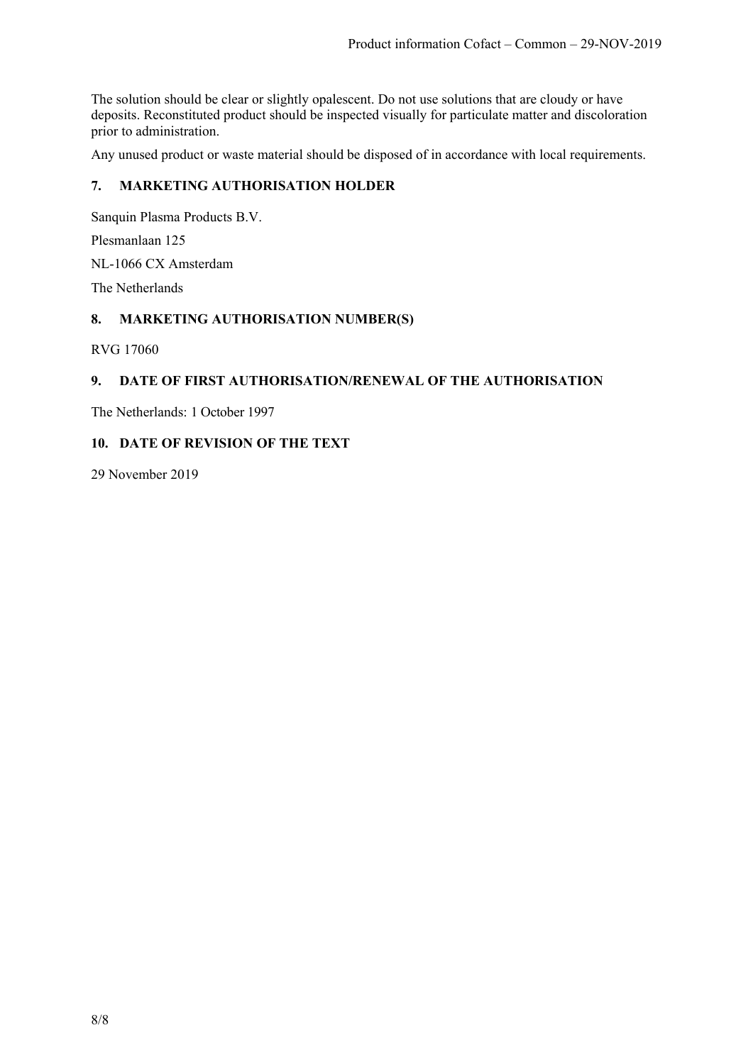The solution should be clear or slightly opalescent. Do not use solutions that are cloudy or have deposits. Reconstituted product should be inspected visually for particulate matter and discoloration prior to administration.

Any unused product or waste material should be disposed of in accordance with local requirements.

## 7. MARKETING AUTHORISATION HOLDER

Sanquin Plasma Products B.V.

Plesmanlaan 125

NL-1066 CX Amsterdam

The Netherlands

## 8. MARKETING AUTHORISATION NUMBER(S)

RVG 17060

## 9. DATE OF FIRST AUTHORISATION/RENEWAL OF THE AUTHORISATION

The Netherlands: 1 October 1997

## 10. DATE OF REVISION OF THE TEXT

29 November 2019